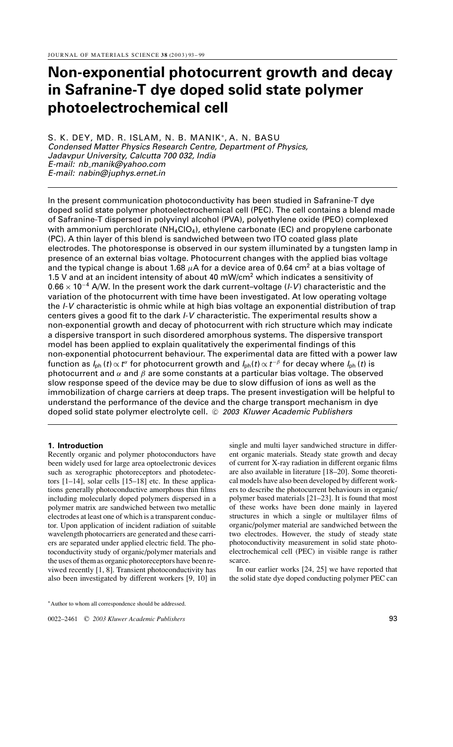# Non-exponential photocurrent growth and decay in Safranine-T dye doped solid state polymer photoelectrochemical cell

S. K. DEY, MD. R. ISLAM, N. B. MANIK*, A. N. BASU
*Condensed Matter Physics Research Centre, Department of Physics, Jadavpur University, Calcutta 700 032, India*
*E-mail: nb_manik@yahoo.com*
*E-mail: nabin@juphys.ernet.in*

In the present communication photoconductivity has been studied in Safranine-T dye doped solid state polymer photoelectrochemical cell (PEC). The cell contains a blend made of Safranine-T dispersed in polyvinyl alcohol (PVA), polyethylene oxide (PEO) complexed with ammonium perchlorate ($NH_4ClO_4$), ethylene carbonate (EC) and propylene carbonate (PC). A thin layer of this blend is sandwiched between two ITO coated glass plate electrodes. The photoresponse is observed in our system illuminated by a tungsten lamp in presence of an external bias voltage. Photocurrent changes with the applied bias voltage and the typical change is about 1.68 $\mu$A for a device area of 0.64 cm$^2$ at a bias voltage of 1.5 V and at an incident intensity of about 40 mW/cm$^2$ which indicates a sensitivity of $0.66 \times 10^{-4}$ A/W. In the present work the dark current–voltage (*I-V*) characteristic and the variation of the photocurrent with time have been investigated. At low operating voltage the *I-V* characteristic is ohmic while at high bias voltage an exponential distribution of trap centers gives a good fit to the dark *I-V* characteristic. The experimental results show a non-exponential growth and decay of photocurrent with rich structure which may indicate a dispersive transport in such disordered amorphous systems. The dispersive transport model has been applied to explain qualitatively the experimental findings of this non-exponential photocurrent behaviour. The experimental data are fitted with a power law function as $I_{ph}(t) \propto t^{\alpha}$ for photocurrent growth and $I_{ph}(t) \propto t^{-\beta}$ for decay where $I_{ph}(t)$ is photocurrent and $\alpha$ and $\beta$ are some constants at a particular bias voltage. The observed slow response speed of the device may be due to slow diffusion of ions as well as the immobilization of charge carriers at deep traps. The present investigation will be helpful to understand the performance of the device and the charge transport mechanism in dye doped solid state polymer electrolyte cell. © *2003 Kluwer Academic Publishers*

## 1. Introduction

Recently organic and polymer photoconductors have been widely used for large area optoelectronic devices such as xerographic photoreceptors and photodetectors [1–14], solar cells [15–18] etc. In these applications generally photoconductive amorphous thin films including molecularly doped polymers dispersed in a polymer matrix are sandwiched between two metallic electrodes at least one of which is a transparent conductor. Upon application of incident radiation of suitable wavelength photocarriers are generated and these carriers are separated under applied electric field. The photoconductivity study of organic/polymer materials and the uses of them as organic photoreceptors have been reviewed recently [1, 8]. Transient photoconductivity has also been investigated by different workers [9, 10] in single and multi layer sandwiched structure in different organic materials. Steady state growth and decay of current for X-ray radiation in different organic films are also available in literature [18–20]. Some theoretical models have also been developed by different workers to describe the photocurrent behaviours in organic/polymer based materials [21–23]. It is found that most of these works have been done mainly in layered structures in which a single or multilayer films of organic/polymer material are sandwiched between the two electrodes. However, the study of steady state photoconductivity measurement in solid state photoelectrochemical cell (PEC) in visible range is rather scarce.

In our earlier works [24, 25] we have reported that the solid state dye doped conducting polymer PEC can

*Author to whom all correspondence should be addressed.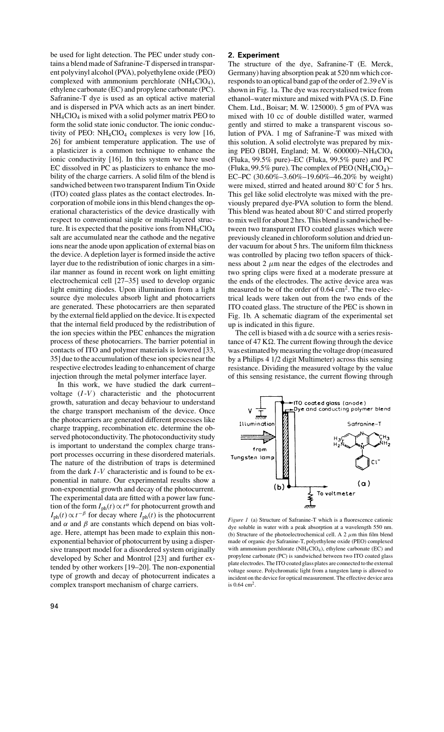be used for light detection. The PEC under study contains a blend made of Safranine-T dispersed in transparent polyvinyl alcohol (PVA), polyethylene oxide (PEO) complexed with ammonium perchlorate ($NH_4ClO_4$), ethylene carbonate (EC) and propylene carbonate (PC). Safranine-T dye is used as an optical active material and is dispersed in PVA which acts as an inert binder. $NH_4ClO_4$ is mixed with a solid polymer matrix PEO to form the solid state ionic conductor. The ionic conductivity of PEO: $NH_4ClO_4$ complexes is very low [16, 26] for ambient temperature application. The use of a plasticizer is a common technique to enhance the ionic conductivity [16]. In this system we have used EC dissolved in PC as plasticizers to enhance the mobility of the charge carriers. A solid film of the blend is sandwiched between two transparent Indium Tin Oxide (ITO) coated glass plates as the contact electrodes. Incorporation of mobile ions in this blend changes the operational characteristics of the device drastically with respect to conventional single or multi-layered structure. It is expected that the positive ions from $NH_4ClO_4$ salt are accumulated near the cathode and the negative ions near the anode upon application of external bias on the device. A depletion layer is formed inside the active layer due to the redistribution of ionic charges in a similar manner as found in recent work on light emitting electrochemical cell [27–35] used to develop organic light emitting diodes. Upon illumination from a light source dye molecules absorb light and photocarriers are generated. These photocarriers are then separated by the external field applied on the device. It is expected that the internal field produced by the redistribution of the ion species within the PEC enhances the migration process of these photocarriers. The barrier potential in contacts of ITO and polymer materials is lowered [33, 35] due to the accumulation of these ion species near the respective electrodes leading to enhancement of charge injection through the metal polymer interface layer.

In this work, we have studied the dark current–voltage ($I$-$V$) characteristic and the photocurrent growth, saturation and decay behaviour to understand the charge transport mechanism of the device. Once the photocarriers are generated different processes like charge trapping, recombination etc. determine the observed photoconductivity. The photoconductivity study is important to understand the complex charge transport processes occurring in these disordered materials. The nature of the distribution of traps is determined from the dark $I$-$V$ characteristic and is found to be exponential in nature. Our experimental results show a non-exponential growth and decay of the photocurrent. The experimental data are fitted with a power law function of the form $I_{ph}(t) \propto t^{\alpha}$ for photocurrent growth and $I_{ph}(t) \propto t^{-\beta}$ for decay where $I_{ph}(t)$ is the photocurrent and $\alpha$ and $\beta$ are constants which depend on bias voltage. Here, attempt has been made to explain this non-exponential behavior of photocurrent by using a dispersive transport model for a disordered system originally developed by Scher and Montrol [23] and further extended by other workers [19–20]. The non-exponential type of growth and decay of photocurrent indicates a complex transport mechanism of charge carriers.

## 2. Experiment

The structure of the dye, Safranine-T (E. Merck, Germany) having absorption peak at 520 nm which corresponds to an optical band gap of the order of 2.39 eV is shown in Fig. 1a. The dye was recrystalised twice from ethanol–water mixture and mixed with PVA (S. D. Fine Chem. Ltd., Boisar; M. W. 125000). 5 gm of PVA was mixed with 10 cc of double distilled water, warmed gently and stirred to make a transparent viscous solution of PVA. 1 mg of Safranine-T was mixed with this solution. A solid electrolyte was prepared by mixing PEO (BDH, England; M. W. 600000)–$NH_4ClO_4$ (Fluka, 99.5% pure)–EC (Fluka, 99.5% pure) and PC (Fluka, 99.5% pure). The complex of PEO ($NH_4ClO_4$)–EC–PC (30.60%–3.60%–19.60%–46.20% by weight) were mixed, stirred and heated around 80°C for 5 hrs. This gel like solid electrolyte was mixed with the previously prepared dye-PVA solution to form the blend. This blend was heated about 80°C and stirred properly to mix well for about 2 hrs. This blend is sandwiched between two transparent ITO coated glasses which were previously cleaned in chloroform solution and dried under vacuum for about 5 hrs. The uniform film thickness was controlled by placing two teflon spacers of thickness about 2 $\mu$m near the edges of the electrodes and two spring clips were fixed at a moderate pressure at the ends of the electrodes. The active device area was measured to be of the order of 0.64 $cm^2$. The two electrical leads were taken out from the two ends of the ITO coated glass. The structure of the PEC is shown in Fig. 1b. A schematic diagram of the experimental set up is indicated in this figure.

The cell is biased with a dc source with a series resistance of 47 K$\Omega$. The current flowing through the device was estimated by measuring the voltage drop (measured by a Philips 4 1/2 digit Multimeter) across this sensing resistance. Dividing the measured voltage by the value of this sensing resistance, the current flowing through

*Figure 1* (a) Structure of Safranine-T which is a fluorescence cationic dye soluble in water with a peak absorption at a wavelength 550 nm. (b) Structure of the photoelectrochemical cell. A 2 $\mu$m thin film blend made of organic dye Safranine-T, polyethylene oxide (PEO) complexed with ammonium perchlorate ($NH_4ClO_4$), ethylene carbonate (EC) and propylene carbonate (PC) is sandwiched between two ITO coated glass plate electrodes. The ITO coated glass plates are connected to the external voltage source. Polychromatic light from a tungsten lamp is allowed to incident on the device for optical measurement. The effective device area is 0.64 $cm^2$.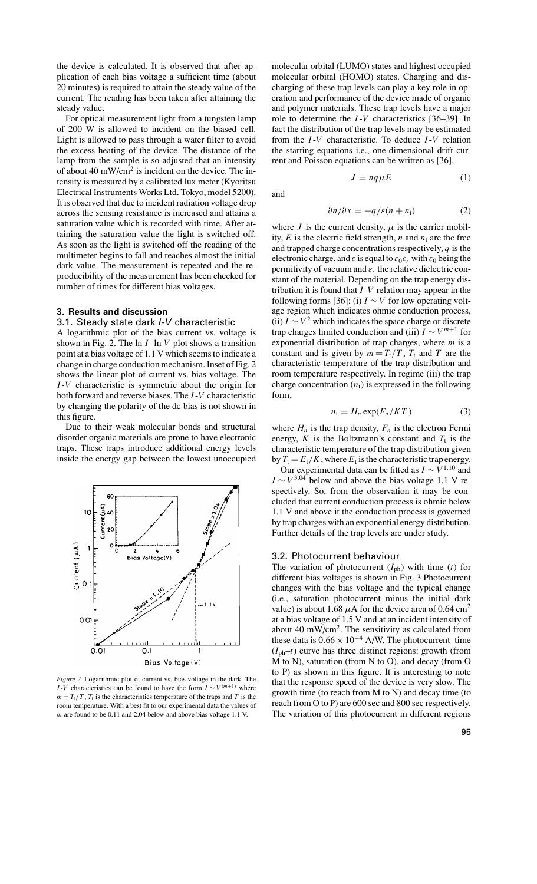the device is calculated. It is observed that after application of each bias voltage a sufficient time (about 20 minutes) is required to attain the steady value of the current. The reading has been taken after attaining the steady value.

For optical measurement light from a tungsten lamp of 200 W is allowed to incident on the biased cell. Light is allowed to pass through a water filter to avoid the excess heating of the device. The distance of the lamp from the sample is so adjusted that an intensity of about 40 mW/cm$^2$ is incident on the device. The intensity is measured by a calibrated lux meter (Kyoritsu Electrical Instruments Works Ltd. Tokyo, model 5200). It is observed that due to incident radiation voltage drop across the sensing resistance is increased and attains a saturation value which is recorded with time. After attaining the saturation value the light is switched off. As soon as the light is switched off the reading of the multimeter begins to fall and reaches almost the initial dark value. The measurement is repeated and the reproducibility of the measurement has been checked for number of times for different bias voltages.

## 3. Results and discussion

### 3.1. Steady state dark *I-V* characteristic

A logarithmic plot of the bias current vs. voltage is shown in Fig. 2. The ln $I$–ln $V$ plot shows a transition point at a bias voltage of 1.1 V which seems to indicate a change in charge conduction mechanism. Inset of Fig. 2 shows the linear plot of current vs. bias voltage. The $I$-$V$ characteristic is symmetric about the origin for both forward and reverse biases. The $I$-$V$ characteristic by changing the polarity of the dc bias is not shown in this figure.

Due to their weak molecular bonds and structural disorder organic materials are prone to have electronic traps. These traps introduce additional energy levels inside the energy gap between the lowest unoccupied molecular orbital (LUMO) states and highest occupied molecular orbital (HOMO) states. Charging and discharging of these trap levels can play a key role in operation and performance of the device made of organic and polymer materials. These trap levels have a major role to determine the $I$-$V$ characteristics [36–39]. In fact the distribution of the trap levels may be estimated from the $I$-$V$ characteristic. To deduce $I$-$V$ relation the starting equations i.e., one-dimensional drift current and Poisson equations can be written as [36],

$$J = nq\mu E \tag{1}$$

and

$$\partial n/\partial x = -q/\varepsilon(n + n_t) \tag{2}$$

where $J$ is the current density, $\mu$ is the carrier mobility, $E$ is the electric field strength, $n$ and $n_t$ are the free and trapped charge concentrations respectively, $q$ is the electronic charge, and $\varepsilon$ is equal to $\varepsilon_0\varepsilon_r$ with $\varepsilon_0$ being the permitivity of vacuum and $\varepsilon_r$ the relative dielectric constant of the material. Depending on the trap energy distribution it is found that $I$-$V$ relation may appear in the following forms [36]: (i) $I \sim V$ for low operating voltage region which indicates ohmic conduction process, (ii) $I \sim V^2$ which indicates the space charge or discrete trap charges limited conduction and (iii) $I \sim V^{m+1}$ for exponential distribution of trap charges, where $m$ is a constant and is given by $m = T_t/T$, $T_t$ and $T$ are the characteristic temperature of the trap distribution and room temperature respectively. In regime (iii) the trap charge concentration ($n_t$) is expressed in the following form,

$$n_t = H_n \exp(F_n/KT_t) \tag{3}$$

where $H_n$ is the trap density, $F_n$ is the electron Fermi energy, $K$ is the Boltzmann's constant and $T_t$ is the characteristic temperature of the trap distribution given by $T_t = E_t/K$, where $E_t$ is the characteristic trap energy.

Our experimental data can be fitted as $I \sim V^{1.10}$ and $I \sim V^{3.04}$ below and above the bias voltage 1.1 V respectively. So, from the observation it may be concluded that current conduction process is ohmic below 1.1 V and above it the conduction process is governed by trap charges with an exponential energy distribution. Further details of the trap levels are under study.

*Figure 2* Logarithmic plot of current vs. bias voltage in the dark. The $I$-$V$ characteristics can be found to have the form $I \sim V^{(m+1)}$ where $m = T_t/T$, $T_t$ is the characteristics temperature of the traps and $T$ is the room temperature. With a best fit to our experimental data the values of $m$ are found to be 0.11 and 2.04 below and above bias voltage 1.1 V.

### 3.2. Photocurrent behaviour

The variation of photocurrent ($I_{ph}$) with time ($t$) for different bias voltages is shown in Fig. 3 Photocurrent changes with the bias voltage and the typical change (i.e., saturation photocurrent minus the initial dark value) is about 1.68 $\mu$A for the device area of 0.64 cm$^2$ at a bias voltage of 1.5 V and at an incident intensity of about 40 mW/cm$^2$. The sensitivity as calculated from these data is $0.66 \times 10^{-4}$ A/W. The photocurrent–time ($I_{ph}$–$t$) curve has three distinct regions: growth (from M to N), saturation (from N to O), and decay (from O to P) as shown in this figure. It is interesting to note that the response speed of the device is very slow. The growth time (to reach from M to N) and decay time (to reach from O to P) are 600 sec and 800 sec respectively. The variation of this photocurrent in different regions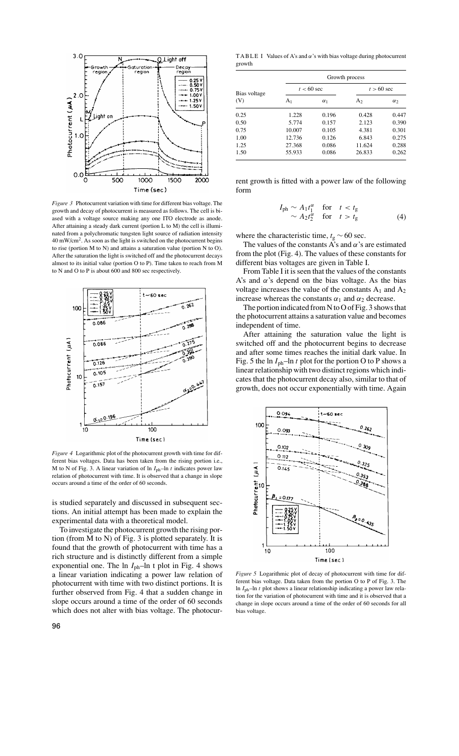*Figure 3* Photocurrent variation with time for different bias voltage. The growth and decay of photocurrent is measured as follows. The cell is biased with a voltage source making any one ITO electrode as anode. After attaining a steady dark current (portion L to M) the cell is illuminated from a polychromatic tungsten light source of radiation intensity 40 mW/cm$^2$. As soon as the light is switched on the photocurrent begins to rise (portion M to N) and attains a saturation value (portion N to O). After the saturation the light is switched off and the photocurrent decays almost to its initial value (portion O to P). Time taken to reach from M to N and O to P is about 600 and 800 sec respectively.

*Figure 4* Logarithmic plot of the photocurrent growth with time for different bias voltages. Data has been taken from the rising portion i.e., M to N of Fig. 3. A linear variation of ln $I_{ph}$–ln $t$ indicates power law relation of photocurrent with time. It is observed that a change in slope occurs around a time of the order of 60 seconds.

is studied separately and discussed in subsequent sections. An initial attempt has been made to explain the experimental data with a theoretical model.

To investigate the photocurrent growth the rising portion (from M to N) of Fig. 3 is plotted separately. It is found that the growth of photocurrent with time has a rich structure and is distinctly different from a simple exponential one. The ln $I_{ph}$–ln t plot in Fig. 4 shows a linear variation indicating a power law relation of photocurrent with time with two distinct portions. It is further observed from Fig. 4 that a sudden change in slope occurs around a time of the order of 60 seconds which does not alter with bias voltage. The photocurrent growth is fitted with a power law of the following form

TABLE I Values of A's and $\alpha$'s with bias voltage during photocurrent growth

| Bias voltage (V) | Growth process | | | |
|---|---|---|---|---|
| | $t < 60$ sec | | $t > 60$ sec | |
| | $A_1$ | $\alpha_1$ | $A_2$ | $\alpha_2$ |
| 0.25 | 1.228 | 0.196 | 0.428 | 0.447 |
| 0.50 | 5.774 | 0.157 | 2.123 | 0.390 |
| 0.75 | 10.007 | 0.105 | 4.381 | 0.301 |
| 1.00 | 12.736 | 0.126 | 6.843 | 0.275 |
| 1.25 | 27.368 | 0.086 | 11.624 | 0.288 |
| 1.50 | 55.933 | 0.086 | 26.833 | 0.262 |

$$
\begin{aligned}
I_{ph} &\sim A_1 t_1^{\alpha} \quad \text{for} \quad t < t_g \\
&\sim A_2 t_2^{\alpha} \quad \text{for} \quad t > t_g
\end{aligned} \tag{4}
$$

where the characteristic time, $t_g \sim 60$ sec.

The values of the constants A's and $\alpha$'s are estimated from the plot (Fig. 4). The values of these constants for different bias voltages are given in Table I.

From Table I it is seen that the values of the constants A's and $\alpha$'s depend on the bias voltage. As the bias voltage increases the value of the constants $A_1$ and $A_2$ increase whereas the constants $\alpha_1$ and $\alpha_2$ decrease.

The portion indicated from N to O of Fig. 3 shows that the photocurrent attains a saturation value and becomes independent of time.

After attaining the saturation value the light is switched off and the photocurrent begins to decrease and after some times reaches the initial dark value. In Fig. 5 the ln $I_{ph}$–ln $t$ plot for the portion O to P shows a linear relationship with two distinct regions which indicates that the photocurrent decay also, similar to that of growth, does not occur exponentially with time. Again

*Figure 5* Logarithmic plot of decay of photocurrent with time for different bias voltage. Data taken from the portion O to P of Fig. 3. The ln $I_{ph}$–ln $t$ plot shows a linear relationship indicating a power law relation for the variation of photocurrent with time and it is observed that a change in slope occurs around a time of the order of 60 seconds for all bias voltage.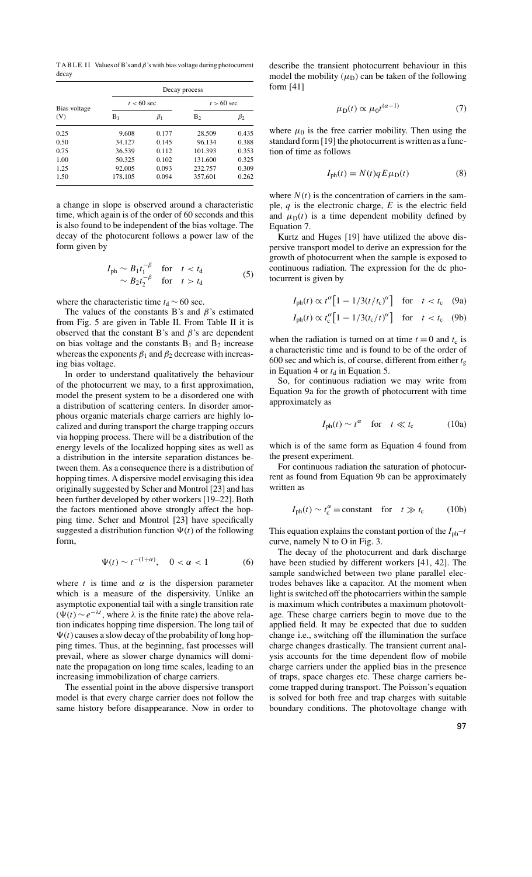TABLE II Values of B's and $\beta$'s with bias voltage during photocurrent decay

| Bias voltage (V) | Decay process | | | |
|---|---|---|---|---|
| | $t < 60$ sec | | $t > 60$ sec | |
| | $B_1$ | $\beta_1$ | $B_2$ | $\beta_2$ |
| 0.25 | 9.608 | 0.177 | 28.509 | 0.435 |
| 0.50 | 34.127 | 0.145 | 96.134 | 0.388 |
| 0.75 | 36.539 | 0.112 | 101.393 | 0.353 |
| 1.00 | 50.325 | 0.102 | 131.600 | 0.325 |
| 1.25 | 92.005 | 0.093 | 232.757 | 0.309 |
| 1.50 | 178.105 | 0.094 | 357.601 | 0.262 |

a change in slope is observed around a characteristic time, which again is of the order of 60 seconds and this is also found to be independent of the bias voltage. The decay of the photocurent follows a power law of the form given by

$$I_{\mathrm{ph}} \sim B_1 t_1^{-\beta} \quad \text{for} \quad t < t_{\mathrm{d}}$$
$$\sim B_2 t_2^{-\beta} \quad \text{for} \quad t > t_{\mathrm{d}} \tag{5}$$

where the characteristic time $t_{\mathrm{d}} \sim 60$ sec.

The values of the constants B's and $\beta$'s estimated from Fig. 5 are given in Table II. From Table II it is observed that the constant B's and $\beta$'s are dependent on bias voltage and the constants $B_1$ and $B_2$ increase whereas the exponents $\beta_1$ and $\beta_2$ decrease with increasing bias voltage.

In order to understand qualitatively the behaviour of the photocurrent we may, to a first approximation, model the present system to be a disordered one with a distribution of scattering centers. In disorder amorphous organic materials charge carriers are highly localized and during transport the charge trapping occurs via hopping process. There will be a distribution of the energy levels of the localized hopping sites as well as a distribution in the intersite separation distances between them. As a consequence there is a distribution of hopping times. A dispersive model envisaging this idea originally suggested by Scher and Montrol [23] and has been further developed by other workers [19–22]. Both the factors mentioned above strongly affect the hopping time. Scher and Montrol [23] have specifically suggested a distribution function $\Psi(t)$ of the following form,

$$\Psi(t) \sim t^{-(1+\alpha)}, \quad 0 < \alpha < 1 \tag{6}$$

where $t$ is time and $\alpha$ is the dispersion parameter which is a measure of the dispersivity. Unlike an asymptotic exponential tail with a single transition rate ($\Psi(t) \sim e^{-\lambda t}$, where $\lambda$ is the finite rate) the above relation indicates hopping time dispersion. The long tail of $\Psi(t)$ causes a slow decay of the probability of long hopping times. Thus, at the beginning, fast processes will prevail, where as slower charge dynamics will dominate the propagation on long time scales, leading to an increasing immobilization of charge carriers.

The essential point in the above dispersive transport model is that every charge carrier does not follow the same history before disappearance. Now in order to describe the transient photocurrent behaviour in this model the mobility ($\mu_{\mathrm{D}}$) can be taken of the following form [41]

$$\mu_{\mathrm{D}}(t) \propto \mu_0 t^{(\alpha-1)} \tag{7}$$

where $\mu_0$ is the free carrier mobility. Then using the standard form [19] the photocurrent is written as a function of time as follows

$$I_{\mathrm{ph}}(t) = N(t) q E \mu_{\mathrm{D}}(t) \tag{8}$$

where $N(t)$ is the concentration of carriers in the sample, $q$ is the electronic charge, $E$ is the electric field and $\mu_{\mathrm{D}}(t)$ is a time dependent mobility defined by Equation 7.

Kurtz and Huges [19] have utilized the above dispersive transport model to derive an expression for the growth of photocurrent when the sample is exposed to continuous radiation. The expression for the dc photocurrent is given by

$$I_{\mathrm{ph}}(t) \propto t^{\alpha}\left[1 - 1/3(t/t_{\mathrm{c}})^{\alpha}\right] \quad \text{for} \quad t < t_{\mathrm{c}} \tag{9a}$$

$$I_{\mathrm{ph}}(t) \propto t_{\mathrm{c}}^{\alpha}\left[1 - 1/3(t_{\mathrm{c}}/t)^{\alpha}\right] \quad \text{for} \quad t < t_{\mathrm{c}} \tag{9b}$$

when the radiation is turned on at time $t = 0$ and $t_{\mathrm{c}}$ is a characteristic time and is found to be of the order of 600 sec and which is, of course, different from either $t_{\mathrm{g}}$ in Equation 4 or $t_{\mathrm{d}}$ in Equation 5.

So, for continuous radiation we may write from Equation 9a for the growth of photocurrent with time approximately as

$$I_{\mathrm{ph}}(t) \sim t^{\alpha} \quad \text{for} \quad t \ll t_{\mathrm{c}} \tag{10a}$$

which is of the same form as Equation 4 found from the present experiment.

For continuous radiation the saturation of photocurrent as found from Equation 9b can be approximately written as

$$I_{\mathrm{ph}}(t) \sim t_{\mathrm{c}}^{\alpha} = \text{constant} \quad \text{for} \quad t \gg t_{\mathrm{c}} \tag{10b}$$

This equation explains the constant portion of the $I_{\mathrm{ph}}$–$t$ curve, namely N to O in Fig. 3.

The decay of the photocurrent and dark discharge have been studied by different workers [41, 42]. The sample sandwiched between two plane parallel electrodes behaves like a capacitor. At the moment when light is switched off the photocarriers within the sample is maximum which contributes a maximum photovoltage. These charge carriers begin to move due to the applied field. It may be expected that due to sudden change i.e., switching off the illumination the surface charge changes drastically. The transient current analysis accounts for the time dependent flow of mobile charge carriers under the applied bias in the presence of traps, space charges etc. These charge carriers become trapped during transport. The Poisson's equation is solved for both free and trap charges with suitable boundary conditions. The photovoltage change with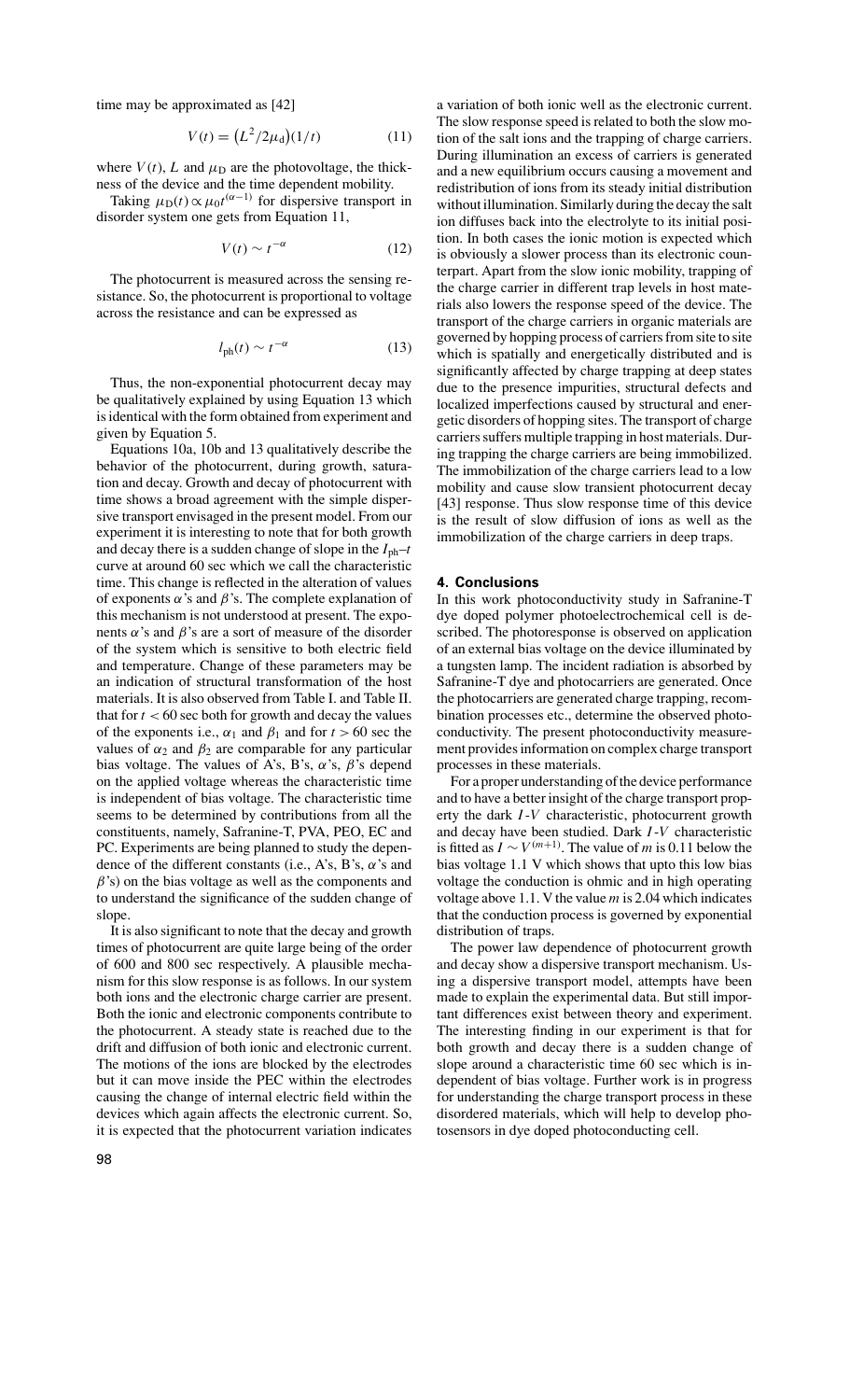time may be approximated as [42]

$$V(t) = \left(L^2/2\mu_{\mathrm{d}}\right)(1/t) \tag{11}$$

where $V(t)$, $L$ and $\mu_{\mathrm{D}}$ are the photovoltage, the thickness of the device and the time dependent mobility.

Taking $\mu_{\mathrm{D}}(t) \propto \mu_0 t^{(\alpha-1)}$ for dispersive transport in disorder system one gets from Equation 11,

$$V(t) \sim t^{-\alpha} \tag{12}$$

The photocurrent is measured across the sensing resistance. So, the photocurrent is proportional to voltage across the resistance and can be expressed as

$$I_{\mathrm{ph}}(t) \sim t^{-\alpha} \tag{13}$$

Thus, the non-exponential photocurrent decay may be qualitatively explained by using Equation 13 which is identical with the form obtained from experiment and given by Equation 5.

Equations 10a, 10b and 13 qualitatively describe the behavior of the photocurrent, during growth, saturation and decay. Growth and decay of photocurrent with time shows a broad agreement with the simple dispersive transport envisaged in the present model. From our experiment it is interesting to note that for both growth and decay there is a sudden change of slope in the $I_{\mathrm{ph}}$–$t$ curve at around 60 sec which we call the characteristic time. This change is reflected in the alteration of values of exponents $\alpha$'s and $\beta$'s. The complete explanation of this mechanism is not understood at present. The exponents $\alpha$'s and $\beta$'s are a sort of measure of the disorder of the system which is sensitive to both electric field and temperature. Change of these parameters may be an indication of structural transformation of the host materials. It is also observed from Table I. and Table II. that for $t < 60$ sec both for growth and decay the values of the exponents i.e., $\alpha_1$ and $\beta_1$ and for $t > 60$ sec the values of $\alpha_2$ and $\beta_2$ are comparable for any particular bias voltage. The values of A's, B's, $\alpha$'s, $\beta$'s depend on the applied voltage whereas the characteristic time is independent of bias voltage. The characteristic time seems to be determined by contributions from all the constituents, namely, Safranine-T, PVA, PEO, EC and PC. Experiments are being planned to study the dependence of the different constants (i.e., A's, B's, $\alpha$'s and $\beta$'s) on the bias voltage as well as the components and to understand the significance of the sudden change of slope.

It is also significant to note that the decay and growth times of photocurrent are quite large being of the order of 600 and 800 sec respectively. A plausible mechanism for this slow response is as follows. In our system both ions and the electronic charge carrier are present. Both the ionic and electronic components contribute to the photocurrent. A steady state is reached due to the drift and diffusion of both ionic and electronic current. The motions of the ions are blocked by the electrodes but it can move inside the PEC within the electrodes causing the change of internal electric field within the devices which again affects the electronic current. So, it is expected that the photocurrent variation indicates a variation of both ionic well as the electronic current. The slow response speed is related to both the slow motion of the salt ions and the trapping of charge carriers. During illumination an excess of carriers is generated and a new equilibrium occurs causing a movement and redistribution of ions from its steady initial distribution without illumination. Similarly during the decay the salt ion diffuses back into the electrolyte to its initial position. In both cases the ionic motion is expected which is obviously a slower process than its electronic counterpart. Apart from the slow ionic mobility, trapping of the charge carrier in different trap levels in host materials also lowers the response speed of the device. The transport of the charge carriers in organic materials are governed by hopping process of carriers from site to site which is spatially and energetically distributed and is significantly affected by charge trapping at deep states due to the presence impurities, structural defects and localized imperfections caused by structural and energetic disorders of hopping sites. The transport of charge carriers suffers multiple trapping in host materials. During trapping the charge carriers are being immobilized. The immobilization of the charge carriers lead to a low mobility and cause slow transient photocurrent decay [43] response. Thus slow response time of this device is the result of slow diffusion of ions as well as the immobilization of the charge carriers in deep traps.

## 4. Conclusions

In this work photoconductivity study in Safranine-T dye doped polymer photoelectrochemical cell is described. The photoresponse is observed on application of an external bias voltage on the device illuminated by a tungsten lamp. The incident radiation is absorbed by Safranine-T dye and photocarriers are generated. Once the photocarriers are generated charge trapping, recombination processes etc., determine the observed photoconductivity. The present photoconductivity measurement provides information on complex charge transport processes in these materials.

For a proper understanding of the device performance and to have a better insight of the charge transport property the dark $I$-$V$ characteristic, photocurrent growth and decay have been studied. Dark $I$-$V$ characteristic is fitted as $I \sim V^{(m+1)}$. The value of $m$ is 0.11 below the bias voltage 1.1 V which shows that upto this low bias voltage the conduction is ohmic and in high operating voltage above 1.1. V the value $m$ is 2.04 which indicates that the conduction process is governed by exponential distribution of traps.

The power law dependence of photocurrent growth and decay show a dispersive transport mechanism. Using a dispersive transport model, attempts have been made to explain the experimental data. But still important differences exist between theory and experiment. The interesting finding in our experiment is that for both growth and decay there is a sudden change of slope around a characteristic time 60 sec which is independent of bias voltage. Further work is in progress for understanding the charge transport process in these disordered materials, which will help to develop photosensors in dye doped photoconducting cell.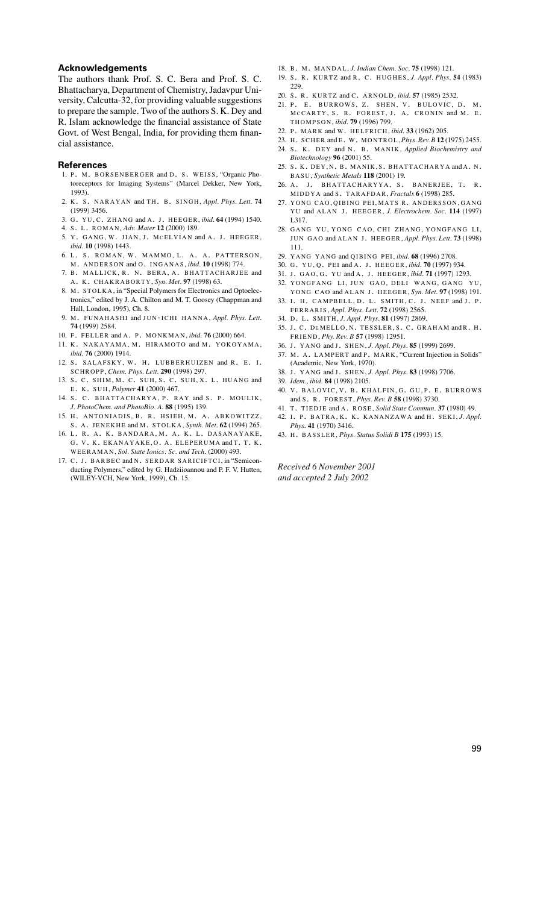## Acknowledgements

The authors thank Prof. S. C. Bera and Prof. S. C. Bhattacharya, Department of Chemistry, Jadavpur University, Calcutta-32, for providing valuable suggestions to prepare the sample. Two of the authors S. K. Dey and R. Islam acknowledge the financial assistance of State Govt. of West Bengal, India, for providing them financial assistance.

## References

1. P. M. BORSENBERGER and D. S. WEISS, "Organic Photoreceptors for Imaging Systems" (Marcel Dekker, New York, 1993).
2. K. S. NARAYAN and TH. B. SINGH, *Appl. Phys. Lett.* **74** (1999) 3456.
3. G. YU, C. ZHANG and A. J. HEEGER, *ibid.* **64** (1994) 1540.
4. S. L. ROMAN, *Adv. Mater* **12** (2000) 189.
5. Y. GANG, W. JIAN, J. MCELVIAN and A. J. HEEGER, *ibid.* **10** (1998) 1443.
6. L. S. ROMAN, W. MAMMO, L. A. A. PATTERSON, M. ANDERSON and O. INGANAS, *ibid.* **10** (1998) 774.
7. B. MALLICK, R. N. BERA, A. BHATTACHARJEE and A. K. CHAKRABORTY, *Syn. Met.* **97** (1998) 63.
8. M. STOLKA, in "Special Polymers for Electronics and Optoelectronics," edited by J. A. Chilton and M. T. Goosey (Chappman and Hall, London, 1995), Ch. 8.
9. M. FUNAHASHI and JUN-ICHI HANNA, *Appl. Phys. Lett.* **74** (1999) 2584.
10. F. FELLER and A. P. MONKMAN, *ibid.* **76** (2000) 664.
11. K. NAKAYAMA, M. HIRAMOTO and M. YOKOYAMA, *ibid.* **76** (2000) 1914.
12. S. SALAFSKY, W. H. LUBBERHUIZEN and R. E. I. SCHROPP, *Chem. Phys. Lett.* **290** (1998) 297.
13. S. C. SHIM, M. C. SUH, S. C. SUH, X. L. HUANG and E. K. SUH, *Polymer* **41** (2000) 467.
14. S. C. BHATTACHARYA, P. RAY and S. P. MOULIK, *J. PhotoChem. and PhotoBio. A.* **88** (1995) 139.
15. H. ANTONIADIS, B. R. HSIEH, M. A. ABKOWITZZ, S. A. JENEKHE and M. STOLKA, *Synth. Met.* **62** (1994) 265.
16. L. R. A. K. BANDARA, M. A. K. L. DASANAYAKE, G. V. K. EKANAYAKE, O. A. ELEPERUMA and T. T. K. WEERAMAN, *Sol. State Ionics: Sc. and Tech.* (2000) 493.
17. C. J. BARBEC and N. SERDAR SARICIFTCI, in "Semiconducting Polymers," edited by G. Hadziioannou and P. F. V. Hutten, (WILEY-VCH, New York, 1999), Ch. 15.
18. B. M. MANDAL, *J. Indian Chem. Soc.* **75** (1998) 121.
19. S. R. KURTZ and R. C. HUGHES, *J. Appl. Phys.* **54** (1983) 229.
20. S. R. KURTZ and C. ARNOLD, *ibid.* **57** (1985) 2532.
21. P. E. BURROWS, Z. SHEN, V. BULOVIC, D. M. MCCARTY, S. R. FOREST, J. A. CRONIN and M. E. THOMPSON, *ibid.* **79** (1996) 799.
22. P. MARK and W. HELFRICH, *ibid.* **33** (1962) 205.
23. H. SCHER and E. W. MONTROL, *Phys. Rev. B* **12** (1975) 2455.
24. S. K. DEY and N. B. MANIK, *Applied Biochemistry and Biotechnology* **96** (2001) 55.
25. S. K. DEY, N. B. MANIK, S. BHATTACHARYA and A. N. BASU, *Synthetic Metals* **118** (2001) 19.
26. A. J. BHATTACHARYYA, S. BANERJEE, T. R. MIDDYA and S. TARAFDAR, *Fractals* **6** (1998) 285.
27. YONG CAO, QIBING PEI, MATS R. ANDERSSON, GANG YU and ALAN J. HEEGER, *J. Electrochem. Soc.* **114** (1997) L317.
28. GANG YU, YONG CAO, CHI ZHANG, YONGFANG LI, JUN GAO and ALAN J. HEEGER, *Appl. Phys. Lett.* **73** (1998) 111.
29. YANG YANG and QIBING PEI, *ibid.* **68** (1996) 2708.
30. G. YU, Q. PEI and A. J. HEEGER, *ibid.* **70** (1997) 934.
31. J. GAO, G. YU and A. J. HEEGER, *ibid.* **71** (1997) 1293.
32. YONGFANG LI, JUN GAO, DELI WANG, GANG YU, YONG CAO and ALAN J. HEEGER, *Syn. Met.* **97** (1998) 191.
33. I. H. CAMPBELL, D. L. SMITH, C. J. NEEF and J. P. FERRARIS, *Appl. Phys. Lett.* **72** (1998) 2565.
34. D. L. SMITH, *J. Appl. Phys.* **81** (1997) 2869.
35. J. C. DEMELLO, N. TESSLER, S. C. GRAHAM and R. H. FRIEND, *Phy. Rev. B* **57** (1998) 12951.
36. J. YANG and J. SHEN, *J. Appl. Phys.* **85** (1999) 2699.
37. M. A. LAMPERT and P. MARK, "Current Injection in Solids" (Academic, New York, 1970).
38. J. YANG and J. SHEN, *J. Appl. Phys.* **83** (1998) 7706.
39. *Idem.*, *ibid.* **84** (1998) 2105.
40. V. BALOVIC, V. B. KHALFIN, G. GU, P. E. BURROWS and S. R. FOREST, *Phys. Rev. B* **58** (1998) 3730.
41. T. TIEDJE and A. ROSE, *Solid State Commun.* **37** (1980) 49.
42. I. P. BATRA, K. K. KANANZAWA and H. SEKI, *J. Appl. Phys.* **41** (1970) 3416.
43. H. BASSLER, *Phys. Status Solidi B* **175** (1993) 15.

*Received 6 November 2001*
*and accepted 2 July 2002*